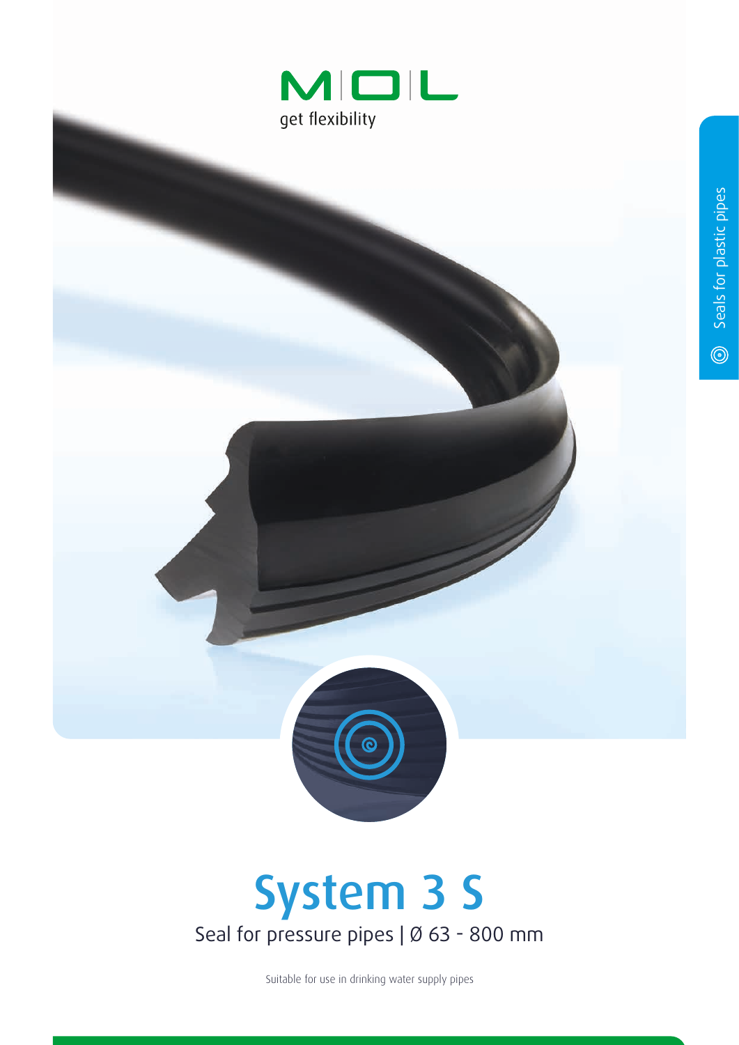MOL

get flexibility

Seals for plastic pipes

# System 3 S

Seal for pressure pipes | Ø 63 - 800 mm

Suitable for use in drinking water supply pipes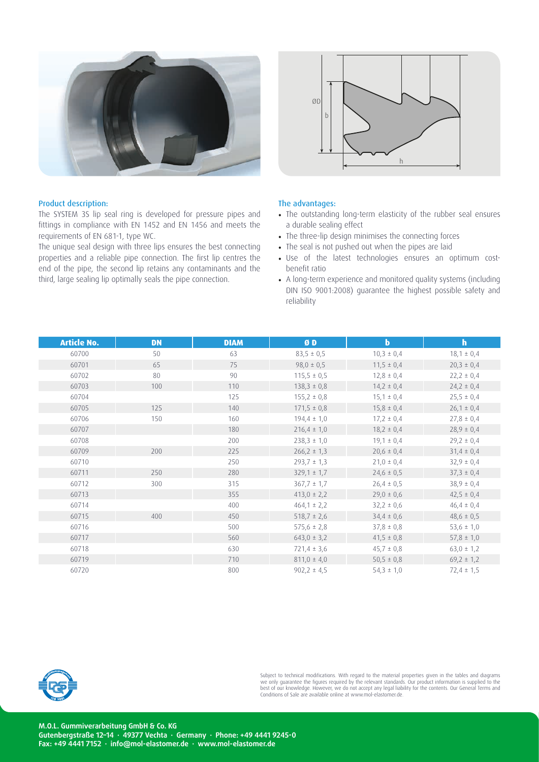ØD

b

h

### Product description:

The SYSTEM 3S lip seal ring is developed for pressure pipes and fittings in compliance with EN 1452 and EN 1456 and meets the requirements of EN 681-1, type WC.

The unique seal design with three lips ensures the best connecting properties and a reliable pipe connection. The first lip centres the end of the pipe, the second lip retains any contaminants and the third, large sealing lip optimally seals the pipe connection.

### The advantages:

- The outstanding long-term elasticity of the rubber seal ensures a durable sealing effect
- The three-lip design minimises the connecting forces
- The seal is not pushed out when the pipes are laid
- Use of the latest technologies ensures an optimum cost-benefit ratio
- A long-term experience and monitored quality systems (including DIN ISO 9001:2008) guarantee the highest possible safety and reliability

| Article No. | DN | DIAM | Ø D | b | h |
|---|---|---|---|---|---|
| 60700 | 50 | 63 | 83,5 ± 0,5 | 10,3 ± 0,4 | 18,1 ± 0,4 |
| 60701 | 65 | 75 | 98,0 ± 0,5 | 11,5 ± 0,4 | 20,3 ± 0,4 |
| 60702 | 80 | 90 | 115,5 ± 0,5 | 12,8 ± 0,4 | 22,2 ± 0,4 |
| 60703 | 100 | 110 | 138,3 ± 0,8 | 14,2 ± 0,4 | 24,2 ± 0,4 |
| 60704 | | 125 | 155,2 ± 0,8 | 15,1 ± 0,4 | 25,5 ± 0,4 |
| 60705 | 125 | 140 | 171,5 ± 0,8 | 15,8 ± 0,4 | 26,1 ± 0,4 |
| 60706 | 150 | 160 | 194,4 ± 1,0 | 17,2 ± 0,4 | 27,8 ± 0,4 |
| 60707 | | 180 | 216,4 ± 1,0 | 18,2 ± 0,4 | 28,9 ± 0,4 |
| 60708 | | 200 | 238,3 ± 1,0 | 19,1 ± 0,4 | 29,2 ± 0,4 |
| 60709 | 200 | 225 | 266,2 ± 1,3 | 20,6 ± 0,4 | 31,4 ± 0,4 |
| 60710 | | 250 | 293,7 ± 1,3 | 21,0 ± 0,4 | 32,9 ± 0,4 |
| 60711 | 250 | 280 | 329,1 ± 1,7 | 24,6 ± 0,5 | 37,3 ± 0,4 |
| 60712 | 300 | 315 | 367,7 ± 1,7 | 26,4 ± 0,5 | 38,9 ± 0,4 |
| 60713 | | 355 | 413,0 ± 2,2 | 29,0 ± 0,6 | 42,5 ± 0,4 |
| 60714 | | 400 | 464,1 ± 2,2 | 32,2 ± 0,6 | 46,4 ± 0,4 |
| 60715 | 400 | 450 | 518,7 ± 2,6 | 34,4 ± 0,6 | 48,6 ± 0,5 |
| 60716 | | 500 | 575,6 ± 2,8 | 37,8 ± 0,8 | 53,6 ± 1,0 |
| 60717 | | 560 | 643,0 ± 3,2 | 41,5 ± 0,8 | 57,8 ± 1,0 |
| 60718 | | 630 | 721,4 ± 3,6 | 45,7 ± 0,8 | 63,0 ± 1,2 |
| 60719 | | 710 | 811,0 ± 4,0 | 50,5 ± 0,8 | 69,2 ± 1,2 |
| 60720 | | 800 | 902,2 ± 4,5 | 54,3 ± 1,0 | 72,4 ± 1,5 |

Subject to technical modifications. With regard to the material properties given in the tables and diagrams we only guarantee the figures required by the relevant standards. Our product information is supplied to the best of our knowledge. However, we do not accept any legal liability for the contents. Our General Terms and Conditions of Sale are available online at www.mol-elastomer.de.

**M.O.L. Gummiverarbeitung GmbH & Co. KG**
**Gutenbergstraße 12–14 · 49377 Vechta · Germany · Phone: +49 4441 9245-0**
**Fax: +49 4441 7152 · info@mol-elastomer.de · www.mol-elastomer.de**